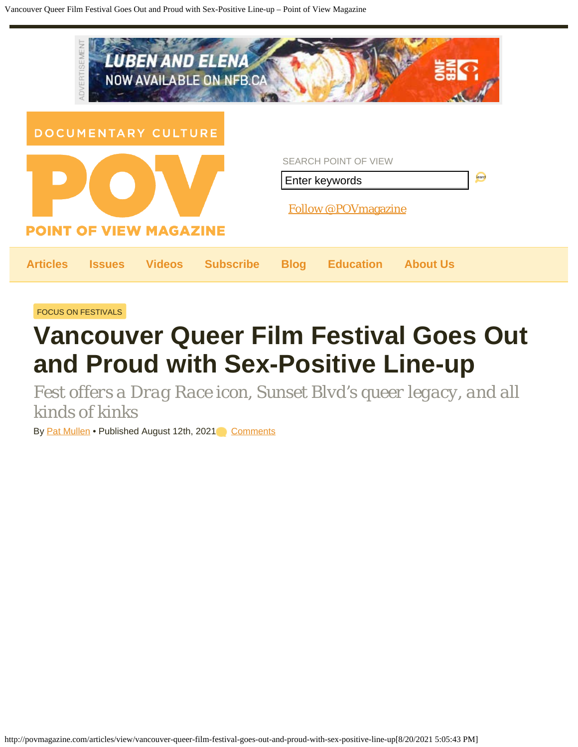FOCUS ON FESTIVALS

# Vancouver Queer Film Festival Goes Out and Proud with Sex-Positive Line-up

*Fest offers a Drag Race icon, Sunset Blvd's queer legacy, and all kinds of kinks*

By Pat Mullen • Published August 12th, 2021 Comments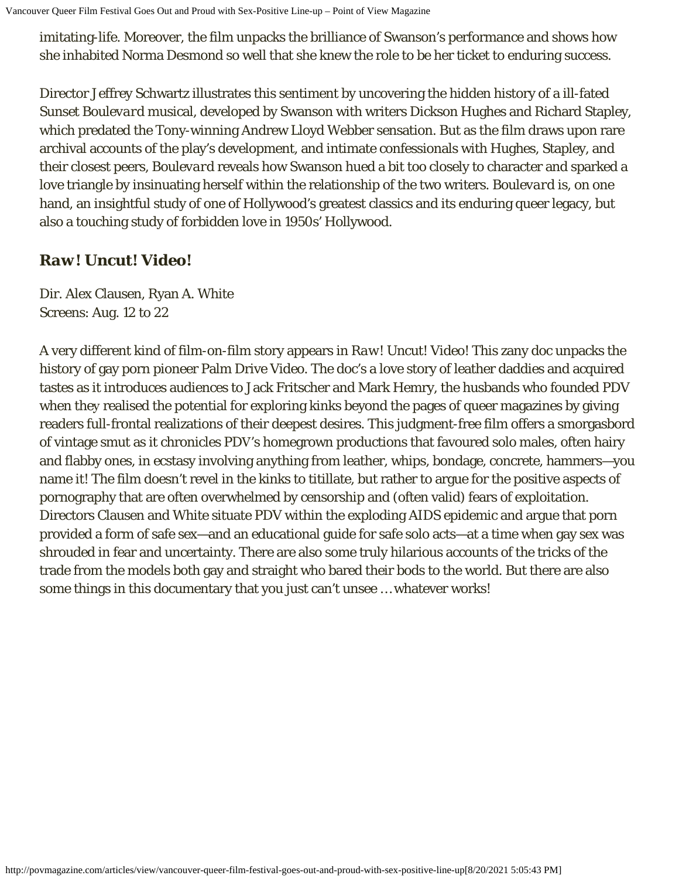imitating-life. Moreover, the film unpacks the brilliance of Swanson's performance and shows how she inhabited Norma Desmond so well that she knew the role to be her ticket to enduring success.

Director Jeffrey Schwartz illustrates this sentiment by uncovering the hidden history of a ill-fated *Sunset Boulevard* musical, developed by Swanson with writers Dickson Hughes and Richard Stapley, which predated the Tony-winning Andrew Lloyd Webber sensation. But as the film draws upon rare archival accounts of the play's development, and intimate confessionals with Hughes, Stapley, and their closest peers, *Boulevard* reveals how Swanson hued a bit too closely to character and sparked a love triangle by insinuating herself within the relationship of the two writers. *Boulevard* is, on one hand, an insightful study of one of Hollywood's greatest classics and its enduring queer legacy, but also a touching study of forbidden love in 1950s' Hollywood.

## Raw! Uncut! Video!

Dir. Alex Clausen, Ryan A. White
Screens: Aug. 12 to 22

A very different kind of film-on-film story appears in *Raw! Uncut! Video!* This zany doc unpacks the history of gay porn pioneer Palm Drive Video. The doc's a love story of leather daddies and acquired tastes as it introduces audiences to Jack Fritscher and Mark Hemry, the husbands who founded PDV when they realised the potential for exploring kinks beyond the pages of queer magazines by giving readers full-frontal realizations of their deepest desires. This judgment-free film offers a smorgasbord of vintage smut as it chronicles PDV's homegrown productions that favoured solo males, often hairy and flabby ones, in ecstasy involving anything from leather, whips, bondage, concrete, hammers—you name it! The film doesn't revel in the kinks to titillate, but rather to argue for the positive aspects of pornography that are often overwhelmed by censorship and (often valid) fears of exploitation. Directors Clausen and White situate PDV within the exploding AIDS epidemic and argue that porn provided a form of safe sex—and an educational guide for safe solo acts—at a time when gay sex was shrouded in fear and uncertainty. There are also some truly hilarious accounts of the tricks of the trade from the models both gay and straight who bared their bods to the world. But there are also some things in this documentary that you just can't unsee … whatever works!